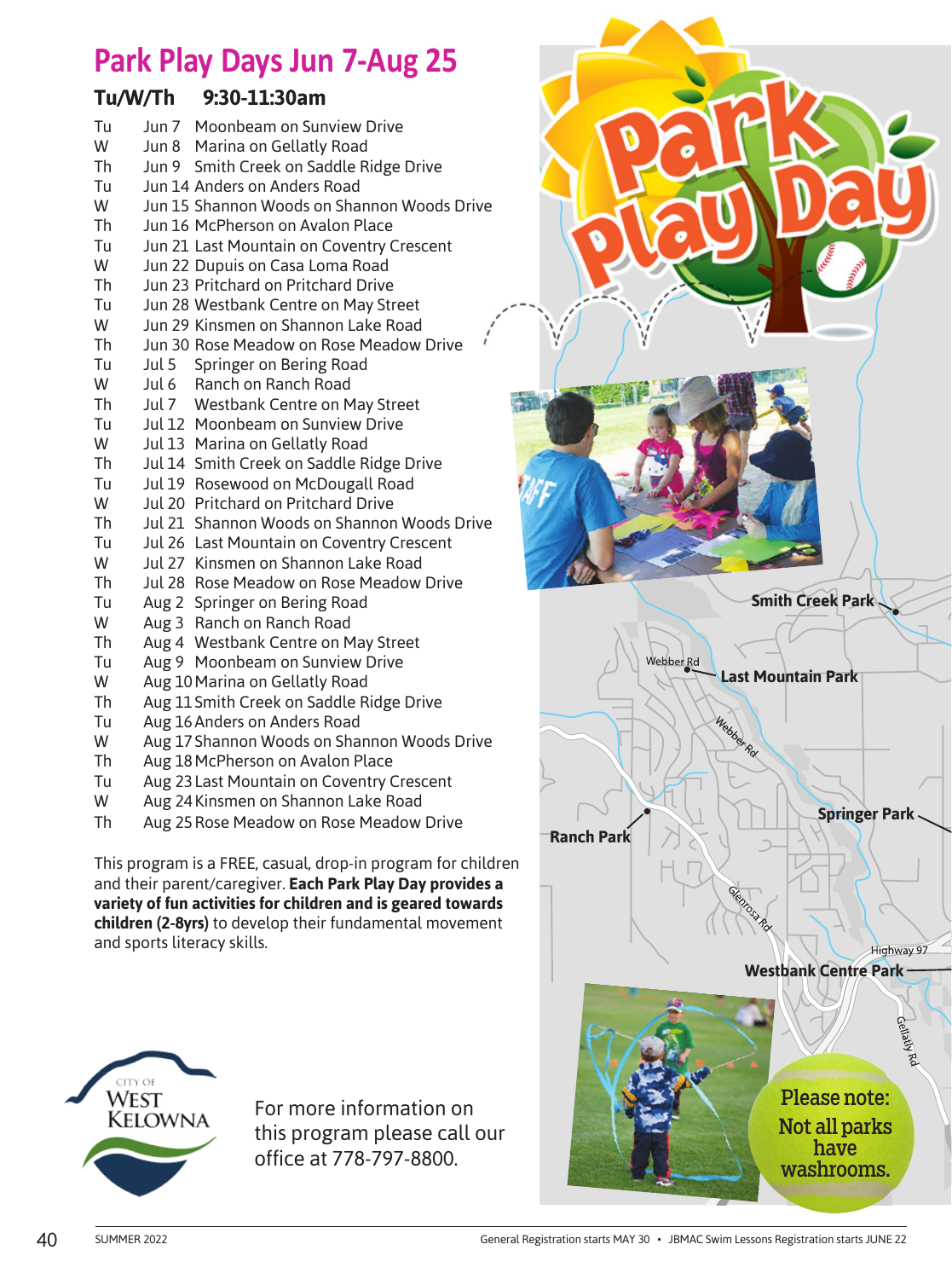# Park Play Days Jun 7-Aug 25

## Tu/W/Th 9:30-11:30am

| Day | Date | Location |
|---|---|---|
| Tu | Jun 7 | Moonbeam on Sunview Drive |
| W | Jun 8 | Marina on Gellatly Road |
| Th | Jun 9 | Smith Creek on Saddle Ridge Drive |
| Tu | Jun 14 | Anders on Anders Road |
| W | Jun 15 | Shannon Woods on Shannon Woods Drive |
| Th | Jun 16 | McPherson on Avalon Place |
| Tu | Jun 21 | Last Mountain on Coventry Crescent |
| W | Jun 22 | Dupuis on Casa Loma Road |
| Th | Jun 23 | Pritchard on Pritchard Drive |
| Tu | Jun 28 | Westbank Centre on May Street |
| W | Jun 29 | Kinsmen on Shannon Lake Road |
| Th | Jun 30 | Rose Meadow on Rose Meadow Drive |
| Tu | Jul 5 | Springer on Bering Road |
| W | Jul 6 | Ranch on Ranch Road |
| Th | Jul 7 | Westbank Centre on May Street |
| Tu | Jul 12 | Moonbeam on Sunview Drive |
| W | Jul 13 | Marina on Gellatly Road |
| Th | Jul 14 | Smith Creek on Saddle Ridge Drive |
| Tu | Jul 19 | Rosewood on McDougall Road |
| W | Jul 20 | Pritchard on Pritchard Drive |
| Th | Jul 21 | Shannon Woods on Shannon Woods Drive |
| Tu | Jul 26 | Last Mountain on Coventry Crescent |
| W | Jul 27 | Kinsmen on Shannon Lake Road |
| Th | Jul 28 | Rose Meadow on Rose Meadow Drive |
| Tu | Aug 2 | Springer on Bering Road |
| W | Aug 3 | Ranch on Ranch Road |
| Th | Aug 4 | Westbank Centre on May Street |
| Tu | Aug 9 | Moonbeam on Sunview Drive |
| W | Aug 10 | Marina on Gellatly Road |
| Th | Aug 11 | Smith Creek on Saddle Ridge Drive |
| Tu | Aug 16 | Anders on Anders Road |
| W | Aug 17 | Shannon Woods on Shannon Woods Drive |
| Th | Aug 18 | McPherson on Avalon Place |
| Tu | Aug 23 | Last Mountain on Coventry Crescent |
| W | Aug 24 | Kinsmen on Shannon Lake Road |
| Th | Aug 25 | Rose Meadow on Rose Meadow Drive |

This program is a FREE, casual, drop-in program for children and their parent/caregiver. **Each Park Play Day provides a variety of fun activities for children and is geared towards children (2-8yrs)** to develop their fundamental movement and sports literacy skills.

For more information on this program please call our office at 778-797-8800.

Park Play Day

Smith Creek Park

Webber Rd

Last Mountain Park

Webber Rd

Springer Park

Ranch Park

Glenrosa Rd

Highway 97

Westbank Centre Park

Gellatly Rd

Please note: Not all parks have washrooms.

General Registration starts MAY 30 • JBMAC Swim Lessons Registration starts JUNE 22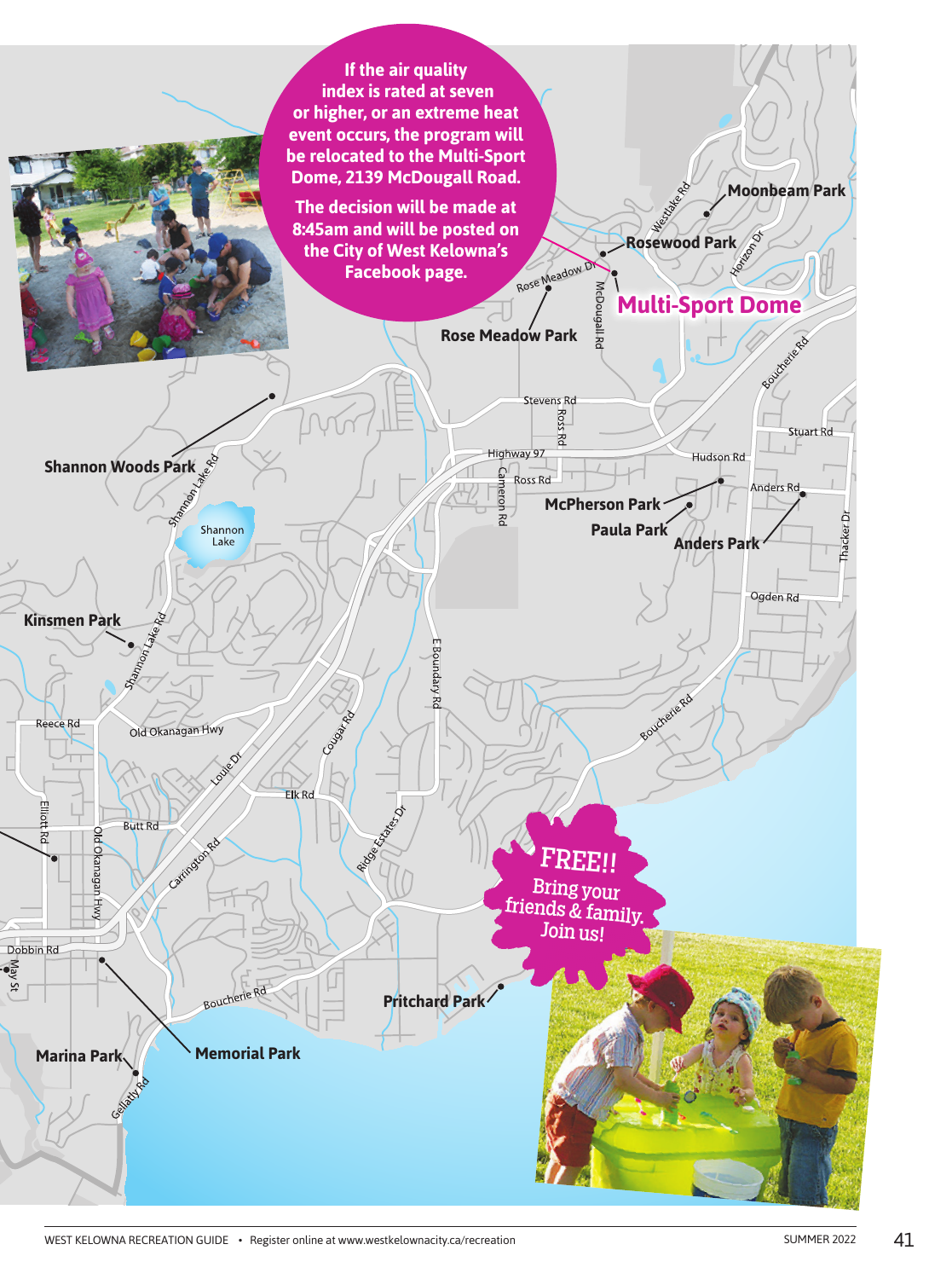If the air quality index is rated at seven or higher, or an extreme heat event occurs, the program will be relocated to the Multi-Sport Dome, 2139 McDougall Road.

The decision will be made at 8:45am and will be posted on the City of West Kelowna's Facebook page.

**Multi-Sport Dome**

Moonbeam Park

Rosewood Park

Rose Meadow Park

Shannon Woods Park

McPherson Park

Paula Park

Anders Park

Kinsmen Park

Pritchard Park

Marina Park

Memorial Park

Westlake Rd
Horizon Dr
Rose Meadow Dr
McDougall Rd
Boucherie Rd
Stevens Rd
Ross Rd
Highway 97
Stuart Rd
Hudson Rd
Cameron Rd
Anders Rd
Thacker Dr
Shannon Lake Rd
Shannon Lake
Ogden Rd
E Boundary Rd
Reece Rd
Old Okanagan Hwy
Louie Dr
Cougar Rd
Elk Rd
Elliott Rd
Butt Rd
Carrington Rd
Ridge Estates Dr
Dobbin Rd
May St
Gellatly Rd

**FREE!!** Bring your friends & family. Join us!

WEST KELOWNA RECREATION GUIDE • Register online at www.westkelownacity.ca/recreation